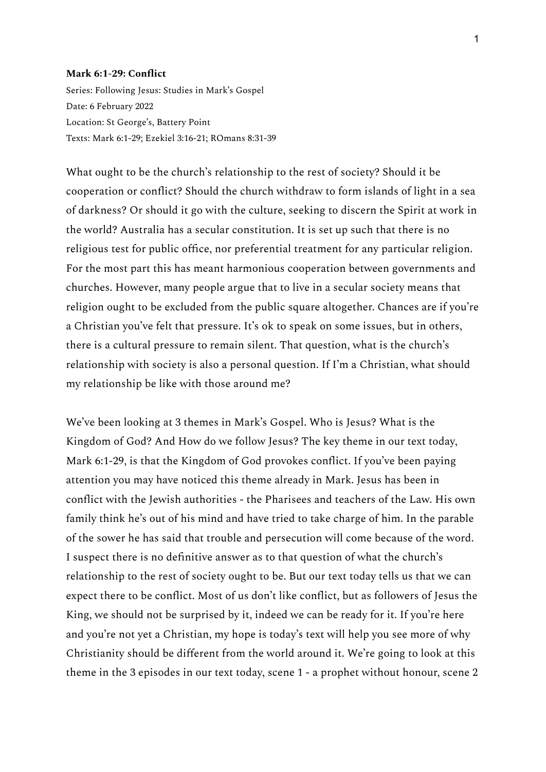**Mark 6:1-29: Conflict**

Series: Following Jesus: Studies in Mark's Gospel
Date: 6 February 2022
Location: St George's, Battery Point
Texts: Mark 6:1-29; Ezekiel 3:16-21; ROmans 8:31-39

What ought to be the church's relationship to the rest of society? Should it be cooperation or conflict? Should the church withdraw to form islands of light in a sea of darkness? Or should it go with the culture, seeking to discern the Spirit at work in the world? Australia has a secular constitution. It is set up such that there is no religious test for public office, nor preferential treatment for any particular religion. For the most part this has meant harmonious cooperation between governments and churches. However, many people argue that to live in a secular society means that religion ought to be excluded from the public square altogether. Chances are if you're a Christian you've felt that pressure. It's ok to speak on some issues, but in others, there is a cultural pressure to remain silent. That question, what is the church's relationship with society is also a personal question. If I'm a Christian, what should my relationship be like with those around me?

We've been looking at 3 themes in Mark's Gospel. Who is Jesus? What is the Kingdom of God? And How do we follow Jesus? The key theme in our text today, Mark 6:1-29, is that the Kingdom of God provokes conflict. If you've been paying attention you may have noticed this theme already in Mark. Jesus has been in conflict with the Jewish authorities - the Pharisees and teachers of the Law. His own family think he's out of his mind and have tried to take charge of him. In the parable of the sower he has said that trouble and persecution will come because of the word. I suspect there is no definitive answer as to that question of what the church's relationship to the rest of society ought to be. But our text today tells us that we can expect there to be conflict. Most of us don't like conflict, but as followers of Jesus the King, we should not be surprised by it, indeed we can be ready for it. If you're here and you're not yet a Christian, my hope is today's text will help you see more of why Christianity should be different from the world around it. We're going to look at this theme in the 3 episodes in our text today, scene 1 - a prophet without honour, scene 2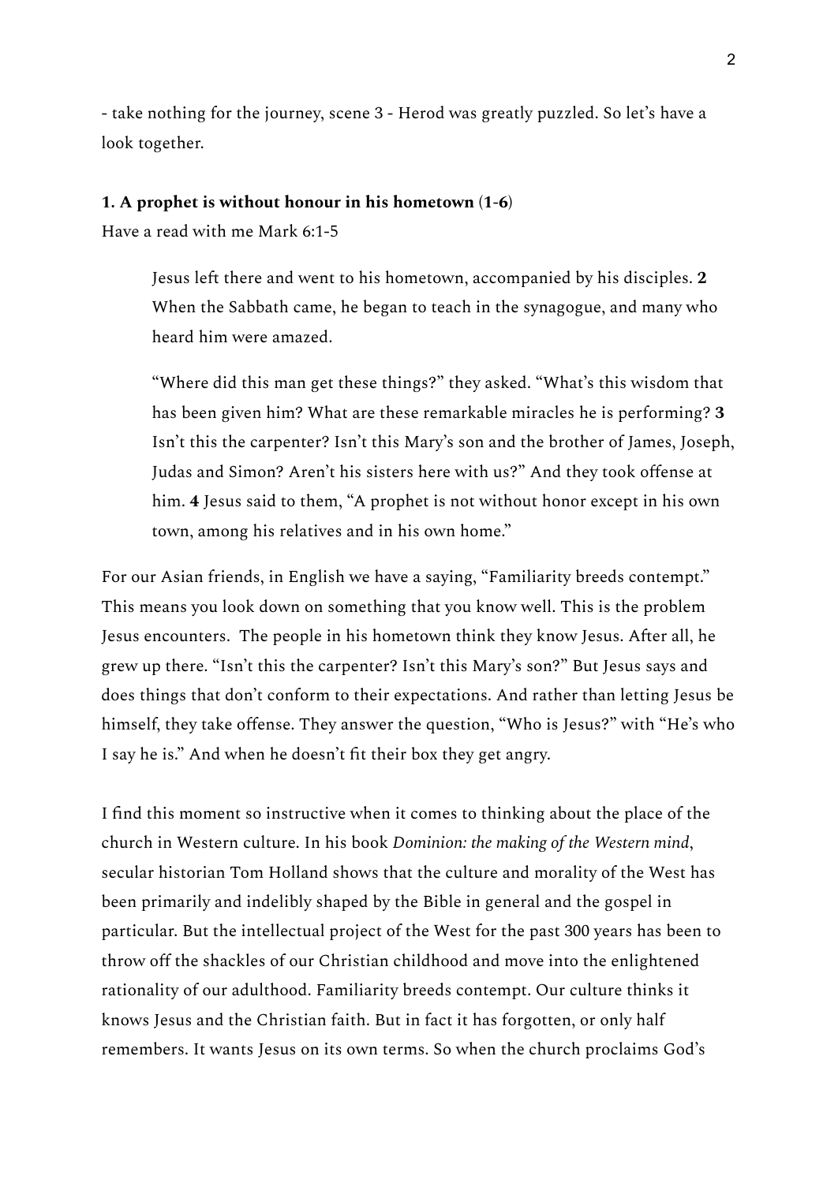- take nothing for the journey, scene 3 - Herod was greatly puzzled. So let's have a look together.

**1. A prophet is without honour in his hometown (1-6)**

Have a read with me Mark 6:1-5

> Jesus left there and went to his hometown, accompanied by his disciples. **2** When the Sabbath came, he began to teach in the synagogue, and many who heard him were amazed.
>
> "Where did this man get these things?" they asked. "What's this wisdom that has been given him? What are these remarkable miracles he is performing? **3** Isn't this the carpenter? Isn't this Mary's son and the brother of James, Joseph, Judas and Simon? Aren't his sisters here with us?" And they took offense at him. **4** Jesus said to them, "A prophet is not without honor except in his own town, among his relatives and in his own home."

For our Asian friends, in English we have a saying, "Familiarity breeds contempt." This means you look down on something that you know well. This is the problem Jesus encounters. The people in his hometown think they know Jesus. After all, he grew up there. "Isn't this the carpenter? Isn't this Mary's son?" But Jesus says and does things that don't conform to their expectations. And rather than letting Jesus be himself, they take offense. They answer the question, "Who is Jesus?" with "He's who I say he is." And when he doesn't fit their box they get angry.

I find this moment so instructive when it comes to thinking about the place of the church in Western culture. In his book *Dominion: the making of the Western mind*, secular historian Tom Holland shows that the culture and morality of the West has been primarily and indelibly shaped by the Bible in general and the gospel in particular. But the intellectual project of the West for the past 300 years has been to throw off the shackles of our Christian childhood and move into the enlightened rationality of our adulthood. Familiarity breeds contempt. Our culture thinks it knows Jesus and the Christian faith. But in fact it has forgotten, or only half remembers. It wants Jesus on its own terms. So when the church proclaims God's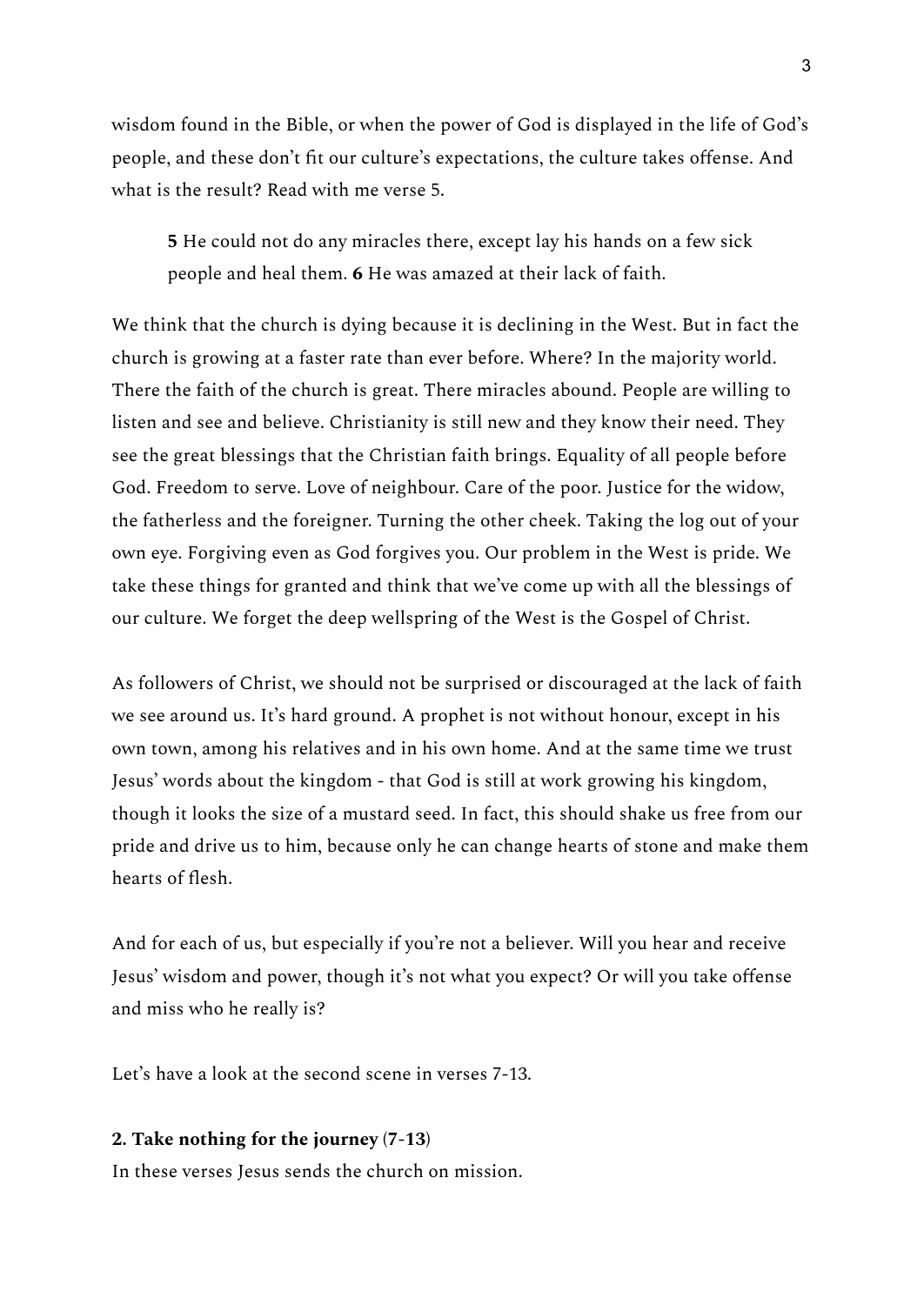wisdom found in the Bible, or when the power of God is displayed in the life of God's people, and these don't fit our culture's expectations, the culture takes offense. And what is the result? Read with me verse 5.

> **5** He could not do any miracles there, except lay his hands on a few sick people and heal them. **6** He was amazed at their lack of faith.

We think that the church is dying because it is declining in the West. But in fact the church is growing at a faster rate than ever before. Where? In the majority world. There the faith of the church is great. There miracles abound. People are willing to listen and see and believe. Christianity is still new and they know their need. They see the great blessings that the Christian faith brings. Equality of all people before God. Freedom to serve. Love of neighbour. Care of the poor. Justice for the widow, the fatherless and the foreigner. Turning the other cheek. Taking the log out of your own eye. Forgiving even as God forgives you. Our problem in the West is pride. We take these things for granted and think that we've come up with all the blessings of our culture. We forget the deep wellspring of the West is the Gospel of Christ.

As followers of Christ, we should not be surprised or discouraged at the lack of faith we see around us. It's hard ground. A prophet is not without honour, except in his own town, among his relatives and in his own home. And at the same time we trust Jesus' words about the kingdom - that God is still at work growing his kingdom, though it looks the size of a mustard seed. In fact, this should shake us free from our pride and drive us to him, because only he can change hearts of stone and make them hearts of flesh.

And for each of us, but especially if you're not a believer. Will you hear and receive Jesus' wisdom and power, though it's not what you expect? Or will you take offense and miss who he really is?

Let's have a look at the second scene in verses 7-13.

**2. Take nothing for the journey (7-13)**

In these verses Jesus sends the church on mission.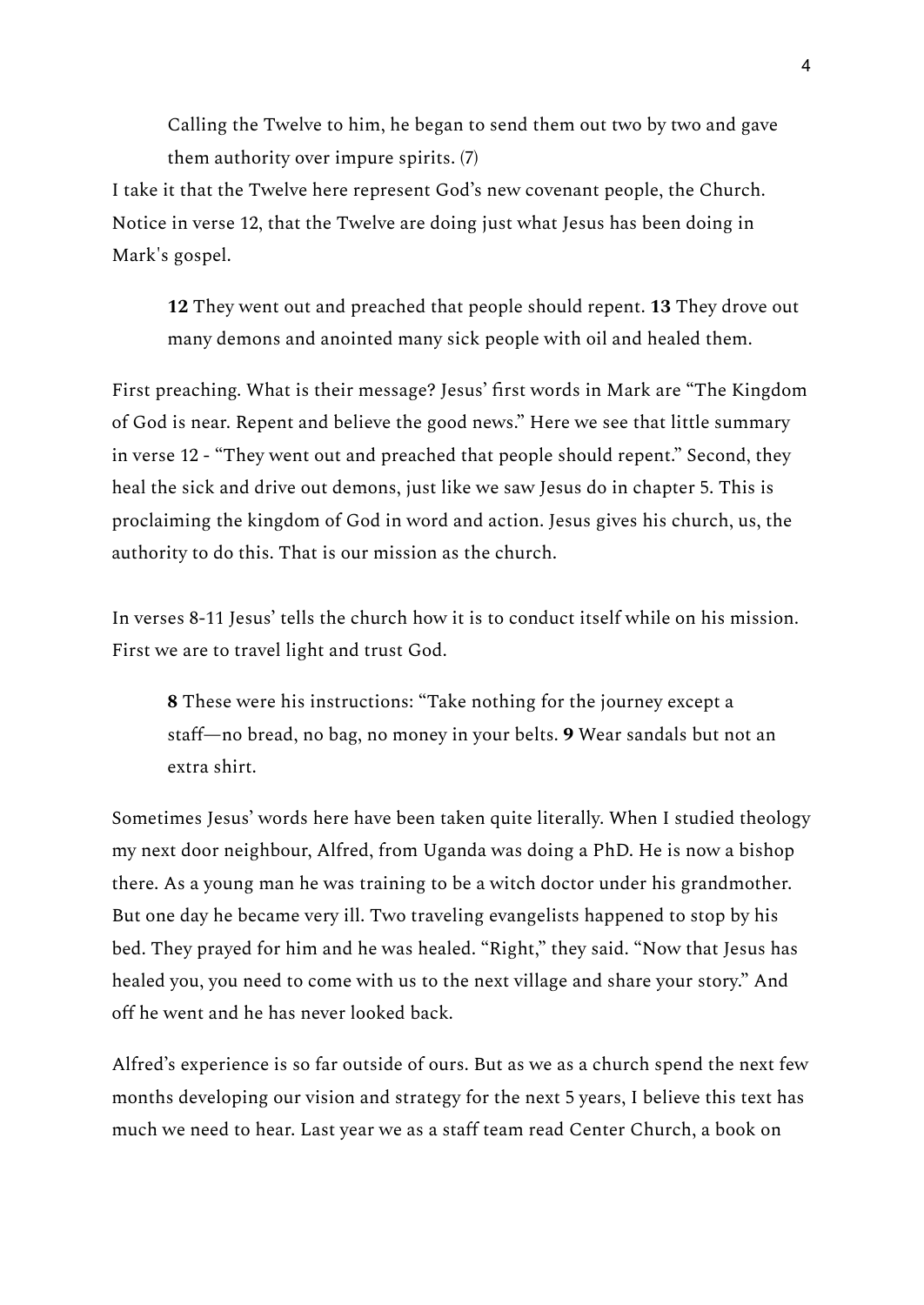> Calling the Twelve to him, he began to send them out two by two and gave them authority over impure spirits. (7)

I take it that the Twelve here represent God's new covenant people, the Church. Notice in verse 12, that the Twelve are doing just what Jesus has been doing in Mark's gospel.

> **12** They went out and preached that people should repent. **13** They drove out many demons and anointed many sick people with oil and healed them.

First preaching. What is their message? Jesus' first words in Mark are "The Kingdom of God is near. Repent and believe the good news." Here we see that little summary in verse 12 - "They went out and preached that people should repent." Second, they heal the sick and drive out demons, just like we saw Jesus do in chapter 5. This is proclaiming the kingdom of God in word and action. Jesus gives his church, us, the authority to do this. That is our mission as the church.

In verses 8-11 Jesus' tells the church how it is to conduct itself while on his mission. First we are to travel light and trust God.

> **8** These were his instructions: "Take nothing for the journey except a staff—no bread, no bag, no money in your belts. **9** Wear sandals but not an extra shirt.

Sometimes Jesus' words here have been taken quite literally. When I studied theology my next door neighbour, Alfred, from Uganda was doing a PhD. He is now a bishop there. As a young man he was training to be a witch doctor under his grandmother. But one day he became very ill. Two traveling evangelists happened to stop by his bed. They prayed for him and he was healed. "Right," they said. "Now that Jesus has healed you, you need to come with us to the next village and share your story." And off he went and he has never looked back.

Alfred's experience is so far outside of ours. But as we as a church spend the next few months developing our vision and strategy for the next 5 years, I believe this text has much we need to hear. Last year we as a staff team read Center Church, a book on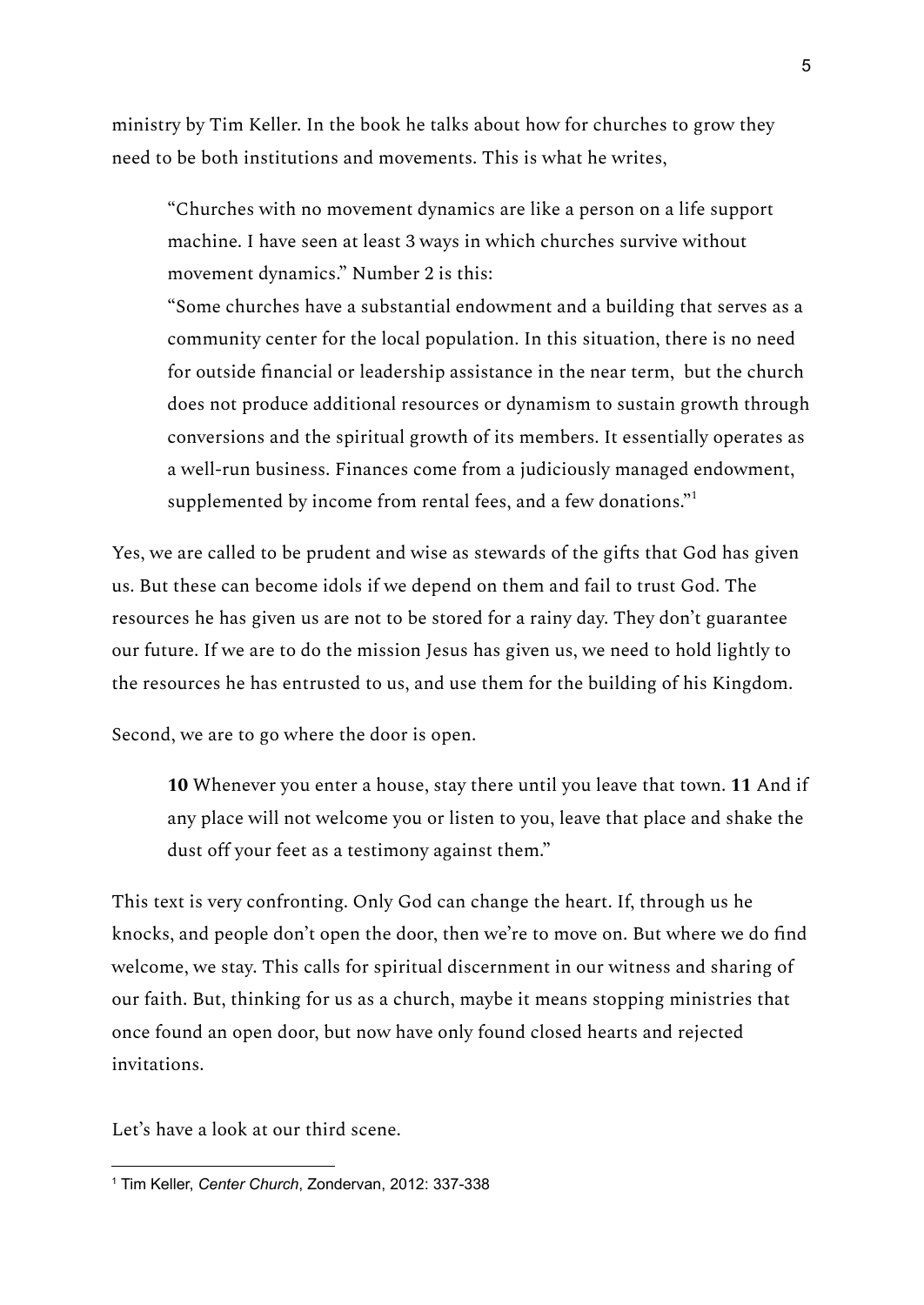ministry by Tim Keller. In the book he talks about how for churches to grow they need to be both institutions and movements. This is what he writes,

> "Churches with no movement dynamics are like a person on a life support machine. I have seen at least 3 ways in which churches survive without movement dynamics." Number 2 is this:
>
> "Some churches have a substantial endowment and a building that serves as a community center for the local population. In this situation, there is no need for outside financial or leadership assistance in the near term, but the church does not produce additional resources or dynamism to sustain growth through conversions and the spiritual growth of its members. It essentially operates as a well-run business. Finances come from a judiciously managed endowment, supplemented by income from rental fees, and a few donations."[1]

Yes, we are called to be prudent and wise as stewards of the gifts that God has given us. But these can become idols if we depend on them and fail to trust God. The resources he has given us are not to be stored for a rainy day. They don't guarantee our future. If we are to do the mission Jesus has given us, we need to hold lightly to the resources he has entrusted to us, and use them for the building of his Kingdom.

Second, we are to go where the door is open.

> **10** Whenever you enter a house, stay there until you leave that town. **11** And if any place will not welcome you or listen to you, leave that place and shake the dust off your feet as a testimony against them."

This text is very confronting. Only God can change the heart. If, through us he knocks, and people don't open the door, then we're to move on. But where we do find welcome, we stay. This calls for spiritual discernment in our witness and sharing of our faith. But, thinking for us as a church, maybe it means stopping ministries that once found an open door, but now have only found closed hearts and rejected invitations.

Let's have a look at our third scene.

---

[1] Tim Keller, *Center Church*, Zondervan, 2012: 337-338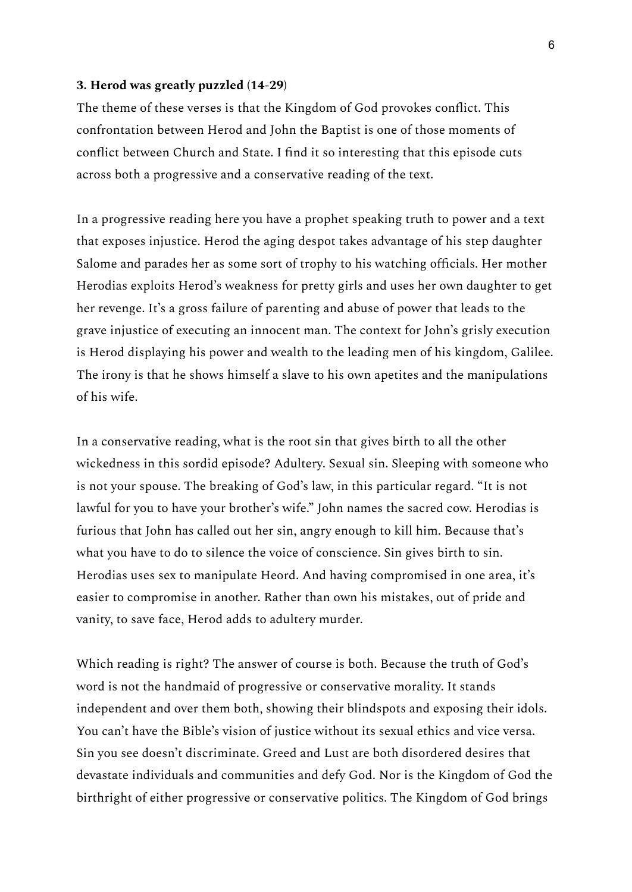**3. Herod was greatly puzzled (14-29)**

The theme of these verses is that the Kingdom of God provokes conflict. This confrontation between Herod and John the Baptist is one of those moments of conflict between Church and State. I find it so interesting that this episode cuts across both a progressive and a conservative reading of the text.

In a progressive reading here you have a prophet speaking truth to power and a text that exposes injustice. Herod the aging despot takes advantage of his step daughter Salome and parades her as some sort of trophy to his watching officials. Her mother Herodias exploits Herod's weakness for pretty girls and uses her own daughter to get her revenge. It's a gross failure of parenting and abuse of power that leads to the grave injustice of executing an innocent man. The context for John's grisly execution is Herod displaying his power and wealth to the leading men of his kingdom, Galilee. The irony is that he shows himself a slave to his own apetites and the manipulations of his wife.

In a conservative reading, what is the root sin that gives birth to all the other wickedness in this sordid episode? Adultery. Sexual sin. Sleeping with someone who is not your spouse. The breaking of God's law, in this particular regard. "It is not lawful for you to have your brother's wife." John names the sacred cow. Herodias is furious that John has called out her sin, angry enough to kill him. Because that's what you have to do to silence the voice of conscience. Sin gives birth to sin. Herodias uses sex to manipulate Heord. And having compromised in one area, it's easier to compromise in another. Rather than own his mistakes, out of pride and vanity, to save face, Herod adds to adultery murder.

Which reading is right? The answer of course is both. Because the truth of God's word is not the handmaid of progressive or conservative morality. It stands independent and over them both, showing their blindspots and exposing their idols. You can't have the Bible's vision of justice without its sexual ethics and vice versa. Sin you see doesn't discriminate. Greed and Lust are both disordered desires that devastate individuals and communities and defy God. Nor is the Kingdom of God the birthright of either progressive or conservative politics. The Kingdom of God brings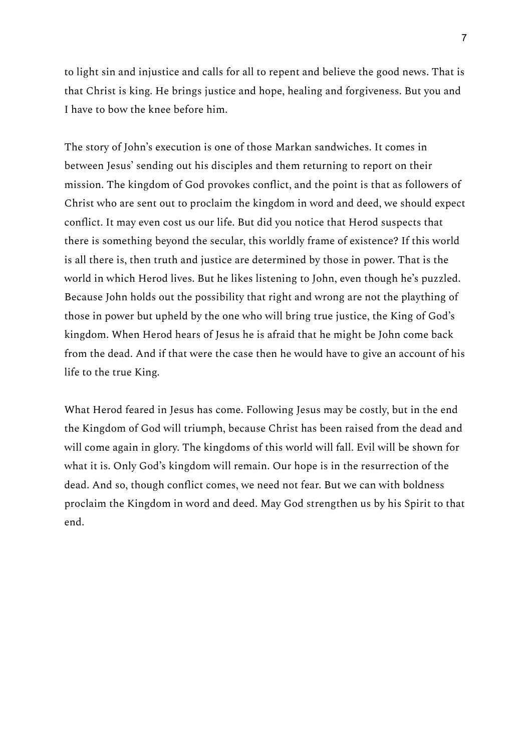to light sin and injustice and calls for all to repent and believe the good news. That is that Christ is king. He brings justice and hope, healing and forgiveness. But you and I have to bow the knee before him.

The story of John's execution is one of those Markan sandwiches. It comes in between Jesus' sending out his disciples and them returning to report on their mission. The kingdom of God provokes conflict, and the point is that as followers of Christ who are sent out to proclaim the kingdom in word and deed, we should expect conflict. It may even cost us our life. But did you notice that Herod suspects that there is something beyond the secular, this worldly frame of existence? If this world is all there is, then truth and justice are determined by those in power. That is the world in which Herod lives. But he likes listening to John, even though he's puzzled. Because John holds out the possibility that right and wrong are not the plaything of those in power but upheld by the one who will bring true justice, the King of God's kingdom. When Herod hears of Jesus he is afraid that he might be John come back from the dead. And if that were the case then he would have to give an account of his life to the true King.

What Herod feared in Jesus has come. Following Jesus may be costly, but in the end the Kingdom of God will triumph, because Christ has been raised from the dead and will come again in glory. The kingdoms of this world will fall. Evil will be shown for what it is. Only God's kingdom will remain. Our hope is in the resurrection of the dead. And so, though conflict comes, we need not fear. But we can with boldness proclaim the Kingdom in word and deed. May God strengthen us by his Spirit to that end.